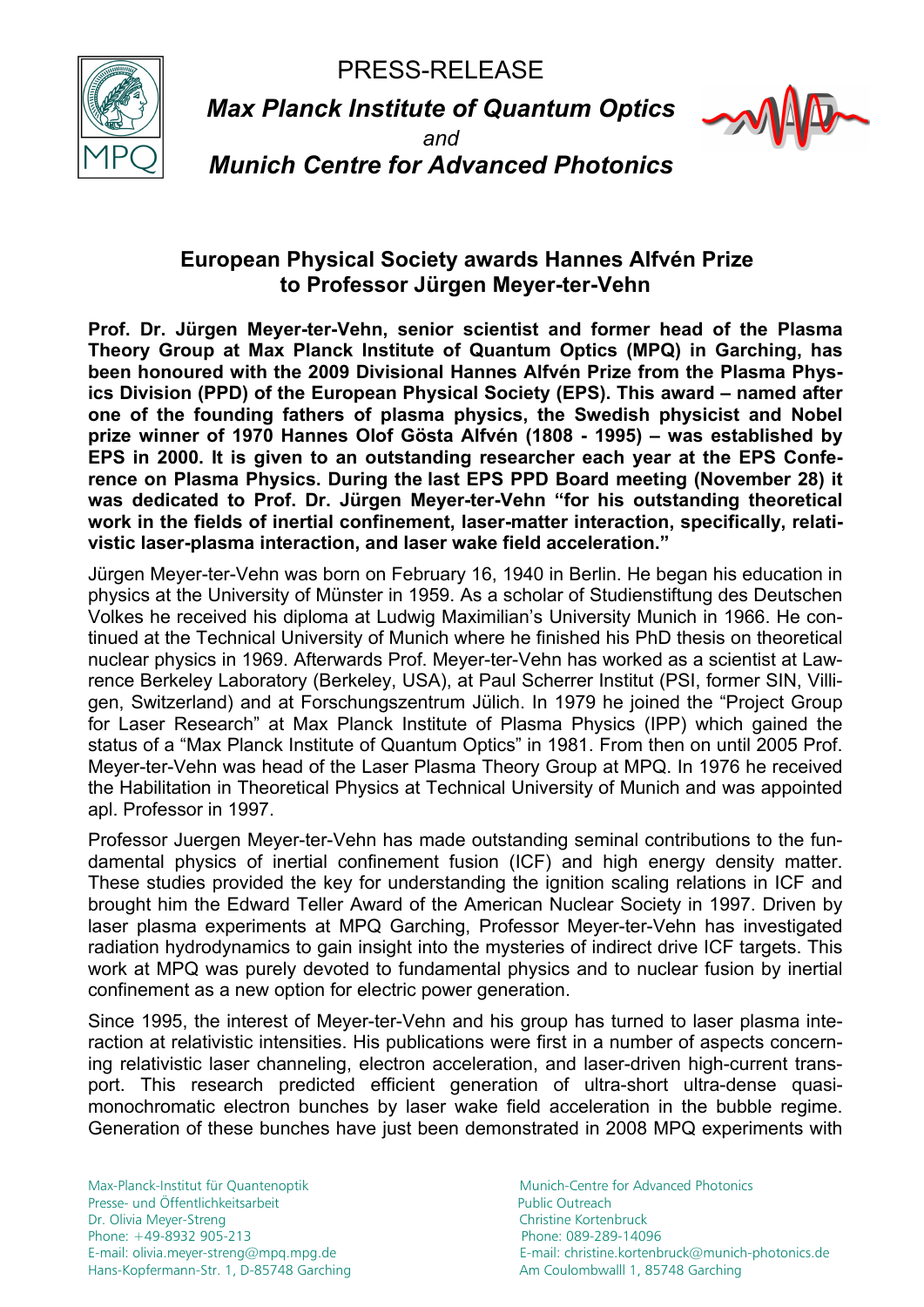PRESS-RELEASE

***Max Planck Institute of Quantum Optics***

*and*

***Munich Centre for Advanced Photonics***

## European Physical Society awards Hannes Alfvén Prize to Professor Jürgen Meyer-ter-Vehn

**Prof. Dr. Jürgen Meyer-ter-Vehn, senior scientist and former head of the Plasma Theory Group at Max Planck Institute of Quantum Optics (MPQ) in Garching, has been honoured with the 2009 Divisional Hannes Alfvén Prize from the Plasma Physics Division (PPD) of the European Physical Society (EPS). This award – named after one of the founding fathers of plasma physics, the Swedish physicist and Nobel prize winner of 1970 Hannes Olof Gösta Alfvén (1808 - 1995) – was established by EPS in 2000. It is given to an outstanding researcher each year at the EPS Conference on Plasma Physics. During the last EPS PPD Board meeting (November 28) it was dedicated to Prof. Dr. Jürgen Meyer-ter-Vehn "for his outstanding theoretical work in the fields of inertial confinement, laser-matter interaction, specifically, relativistic laser-plasma interaction, and laser wake field acceleration."**

Jürgen Meyer-ter-Vehn was born on February 16, 1940 in Berlin. He began his education in physics at the University of Münster in 1959. As a scholar of Studienstiftung des Deutschen Volkes he received his diploma at Ludwig Maximilian's University Munich in 1966. He continued at the Technical University of Munich where he finished his PhD thesis on theoretical nuclear physics in 1969. Afterwards Prof. Meyer-ter-Vehn has worked as a scientist at Lawrence Berkeley Laboratory (Berkeley, USA), at Paul Scherrer Institut (PSI, former SIN, Villigen, Switzerland) and at Forschungszentrum Jülich. In 1979 he joined the "Project Group for Laser Research" at Max Planck Institute of Plasma Physics (IPP) which gained the status of a "Max Planck Institute of Quantum Optics" in 1981. From then on until 2005 Prof. Meyer-ter-Vehn was head of the Laser Plasma Theory Group at MPQ. In 1976 he received the Habilitation in Theoretical Physics at Technical University of Munich and was appointed apl. Professor in 1997.

Professor Juergen Meyer-ter-Vehn has made outstanding seminal contributions to the fundamental physics of inertial confinement fusion (ICF) and high energy density matter. These studies provided the key for understanding the ignition scaling relations in ICF and brought him the Edward Teller Award of the American Nuclear Society in 1997. Driven by laser plasma experiments at MPQ Garching, Professor Meyer-ter-Vehn has investigated radiation hydrodynamics to gain insight into the mysteries of indirect drive ICF targets. This work at MPQ was purely devoted to fundamental physics and to nuclear fusion by inertial confinement as a new option for electric power generation.

Since 1995, the interest of Meyer-ter-Vehn and his group has turned to laser plasma interaction at relativistic intensities. His publications were first in a number of aspects concerning relativistic laser channeling, electron acceleration, and laser-driven high-current transport. This research predicted efficient generation of ultra-short ultra-dense quasi-monochromatic electron bunches by laser wake field acceleration in the bubble regime. Generation of these bunches have just been demonstrated in 2008 MPQ experiments with

Max-Planck-Institut für Quantenoptik
Presse- und Öffentlichkeitsarbeit
Dr. Olivia Meyer-Streng
Phone: +49-8932 905-213
E-mail: olivia.meyer-streng@mpq.mpg.de
Hans-Kopfermann-Str. 1, D-85748 Garching

Munich-Centre for Advanced Photonics
Public Outreach
Christine Kortenbruck
Phone: 089-289-14096
E-mail: christine.kortenbruck@munich-photonics.de
Am Coulombwalll 1, 85748 Garching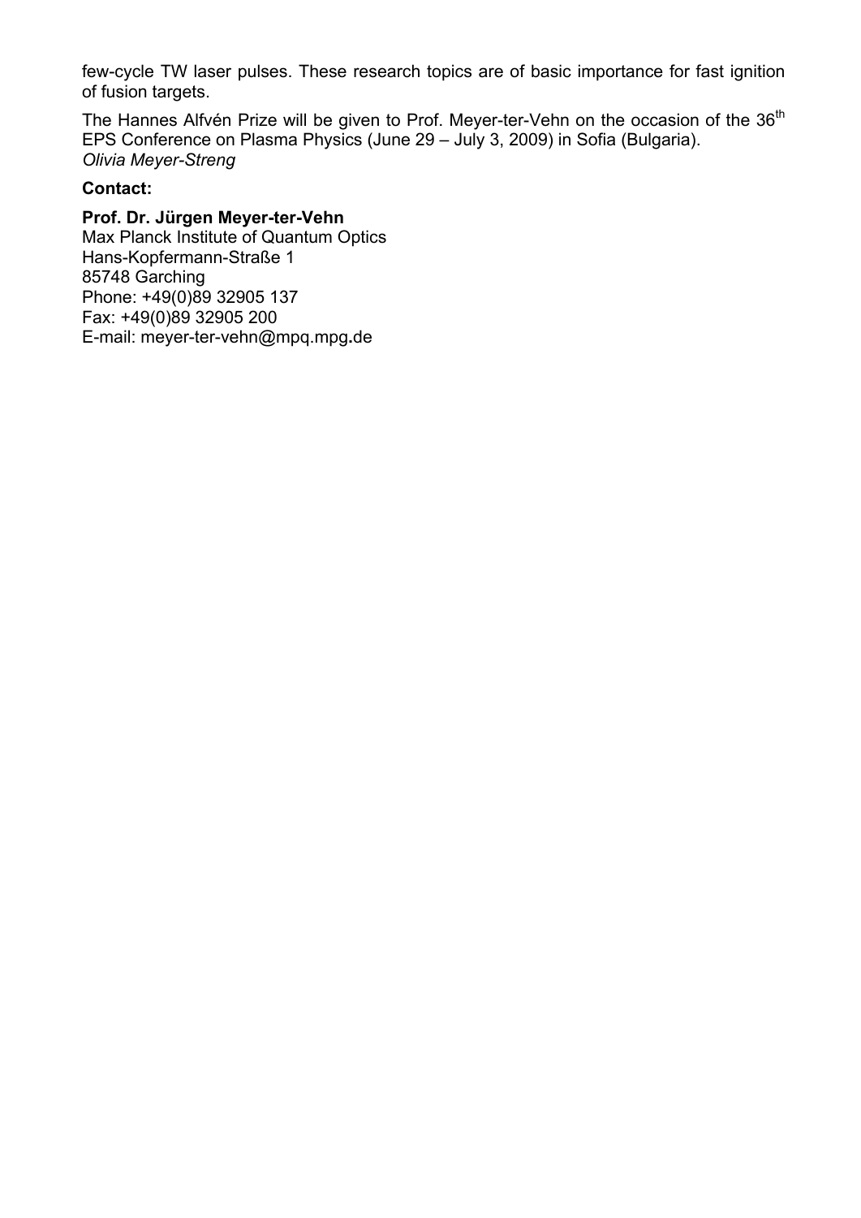few-cycle TW laser pulses. These research topics are of basic importance for fast ignition of fusion targets.

The Hannes Alfvén Prize will be given to Prof. Meyer-ter-Vehn on the occasion of the 36th EPS Conference on Plasma Physics (June 29 – July 3, 2009) in Sofia (Bulgaria).
*Olivia Meyer-Streng*

**Contact:**

**Prof. Dr. Jürgen Meyer-ter-Vehn**
Max Planck Institute of Quantum Optics
Hans-Kopfermann-Straße 1
85748 Garching
Phone: +49(0)89 32905 137
Fax: +49(0)89 32905 200
E-mail: meyer-ter-vehn@mpq.mpg.de